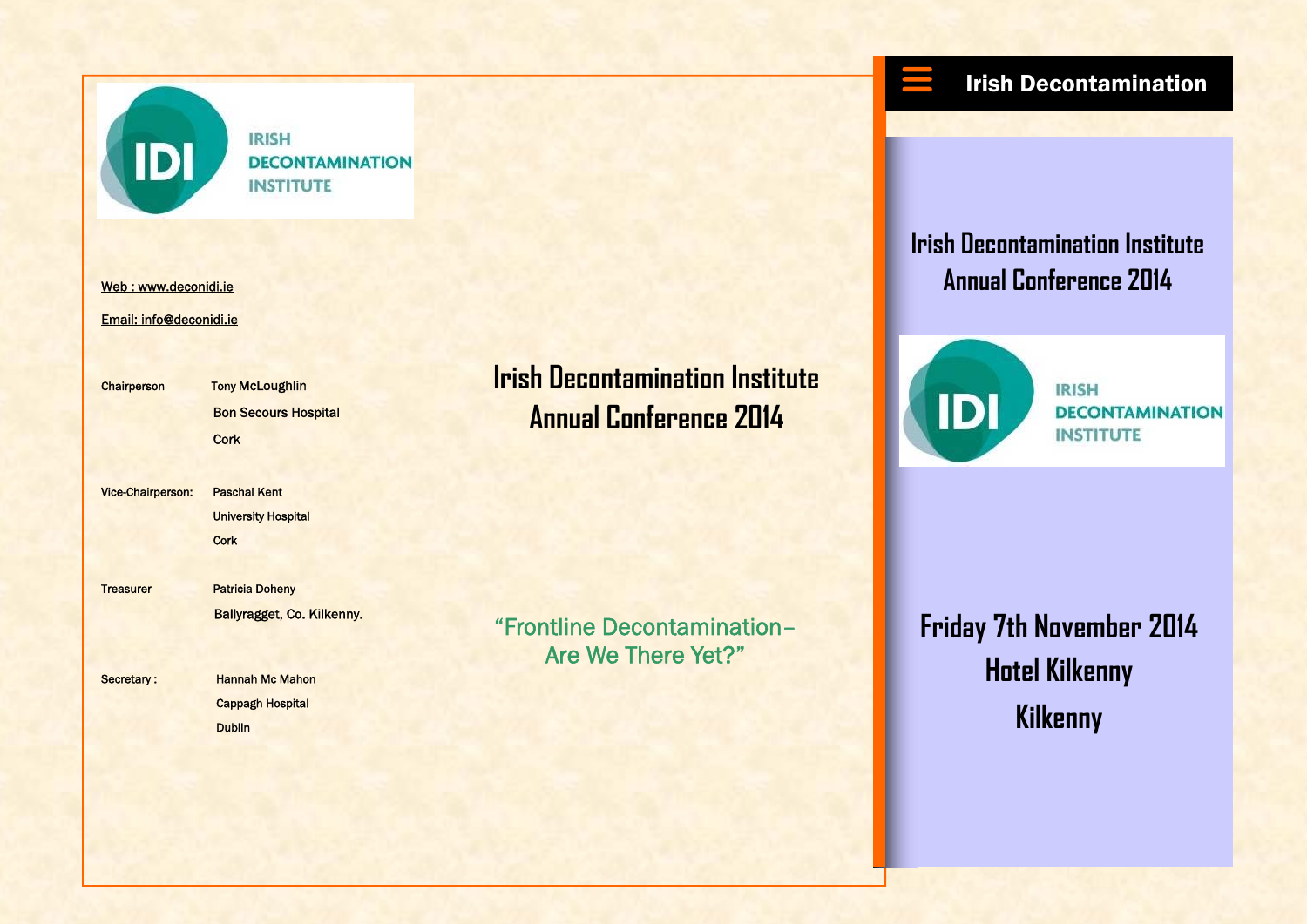IRISH DECONTAMINATION INSTITUTE

Web : www.deconidi.ie

Email: info@deconidi.ie

| | |
|---|---|
| Chairperson | Tony McLoughlin<br>Bon Secours Hospital<br>Cork |
| Vice-Chairperson: | Paschal Kent<br>University Hospital<br>Cork |
| Treasurer | Patricia Doheny<br>Ballyragget, Co. Kilkenny. |
| Secretary : | Hannah Mc Mahon<br>Cappagh Hospital<br>Dublin |

# Irish Decontamination Institute Annual Conference 2014

"Frontline Decontamination– Are We There Yet?"

**Irish Decontamination**

# Irish Decontamination Institute Annual Conference 2014

IRISH DECONTAMINATION INSTITUTE

## Friday 7th November 2014
## Hotel Kilkenny
## Kilkenny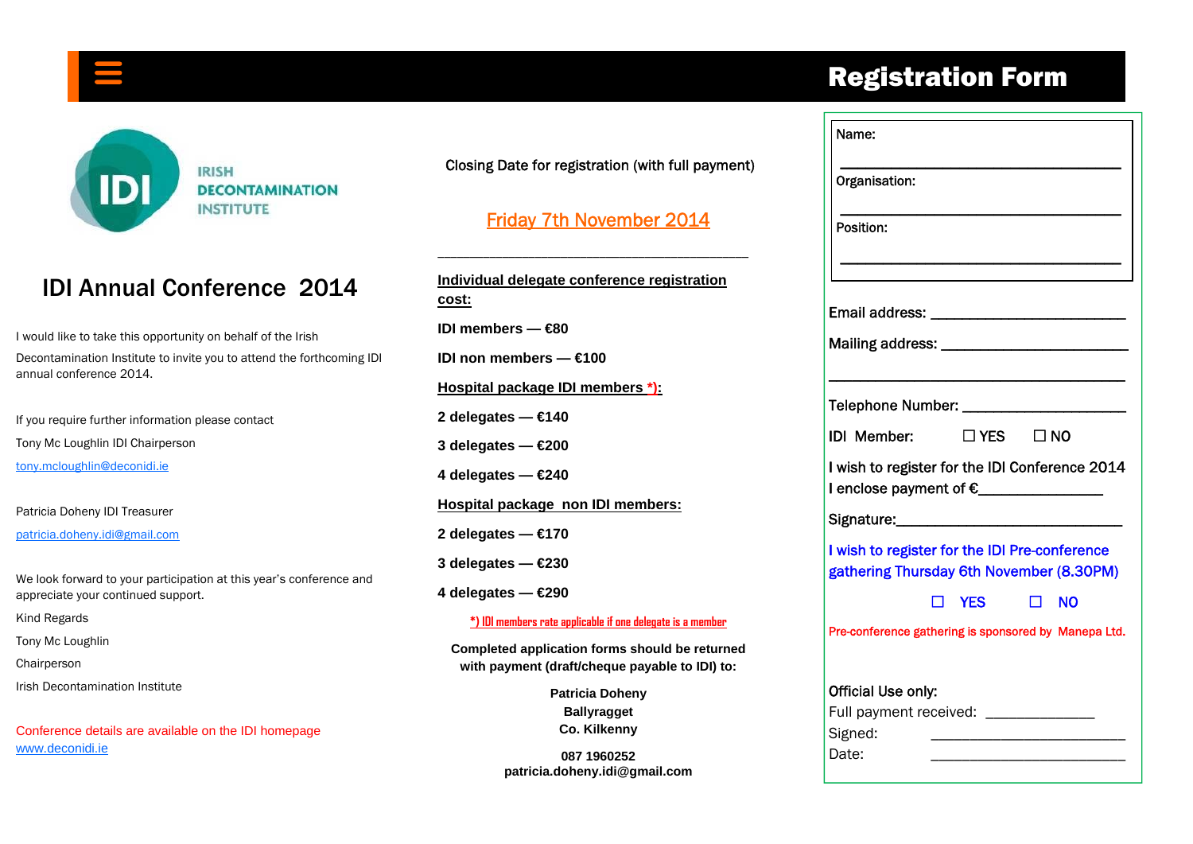# Registration Form

IRISH DECONTAMINATION INSTITUTE

## IDI Annual Conference 2014

I would like to take this opportunity on behalf of the Irish Decontamination Institute to invite you to attend the forthcoming IDI annual conference 2014.

If you require further information please contact

Tony Mc Loughlin IDI Chairperson

tony.mcloughlin@deconidi.ie

Patricia Doheny IDI Treasurer

patricia.doheny.idi@gmail.com

We look forward to your participation at this year's conference and appreciate your continued support.

Kind Regards

Tony Mc Loughlin

Chairperson

Irish Decontamination Institute

Conference details are available on the IDI homepage www.deconidi.ie

Closing Date for registration (with full payment)

Friday 7th November 2014

---

**Individual delegate conference registration cost:**

**IDI members — €80**

**IDI non members — €100**

**Hospital package IDI members *):**

**2 delegates — €140**

**3 delegates — €200**

**4 delegates — €240**

**Hospital package non IDI members:**

**2 delegates — €170**

**3 delegates — €230**

**4 delegates — €290**

*) IDI members rate applicable if one delegate is a member

**Completed application forms should be returned with payment (draft/cheque payable to IDI) to:**

**Patricia Doheny**
**Ballyragget**
**Co. Kilkenny**

**087 1960252**
**patricia.doheny.idi@gmail.com**

Name: ______________________________

Organisation: ______________________________

Position: ______________________________

Email address: ______________________________

Mailing address: ______________________________

______________________________

Telephone Number: ______________________________

IDI Member: ☐ YES ☐ NO

I wish to register for the IDI Conference 2014

I enclose payment of €______________

Signature:______________________________

I wish to register for the IDI Pre-conference gathering Thursday 6th November (8.30PM)

☐ YES ☐ NO

Pre-conference gathering is sponsored by Manepa Ltd.

Official Use only:

Full payment received: ______________

Signed: ______________________________

Date: ______________________________